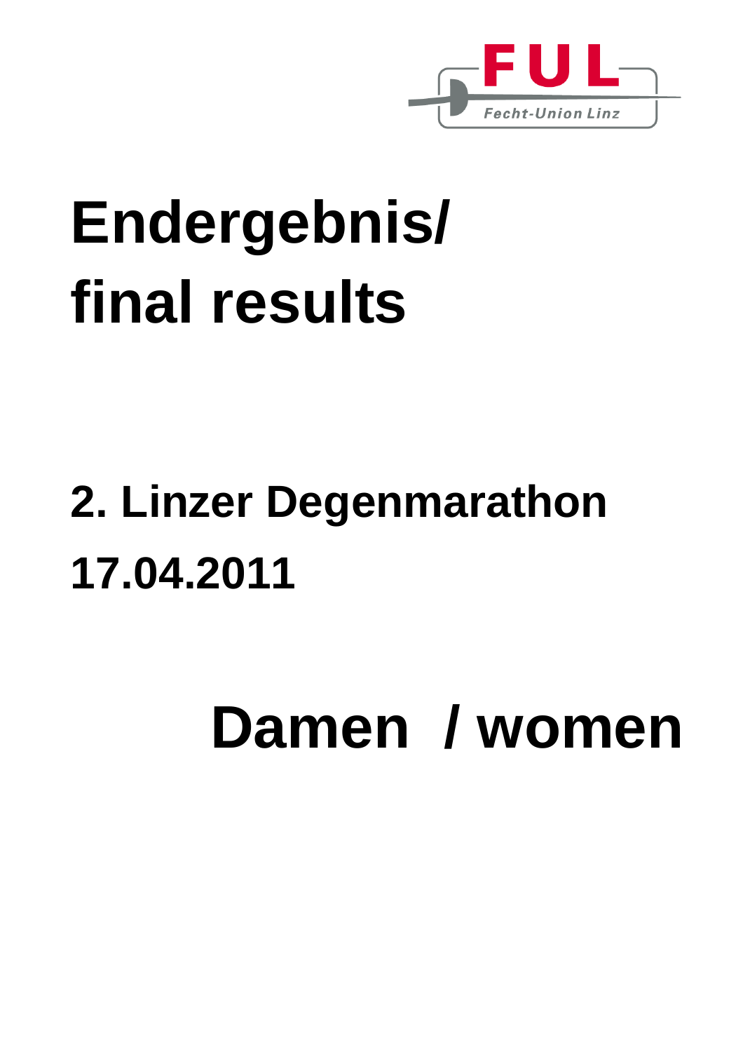FUL

Fecht-Union Linz

# Endergebnis/ final results

## 2. Linzer Degenmarathon 17.04.2011

# Damen / women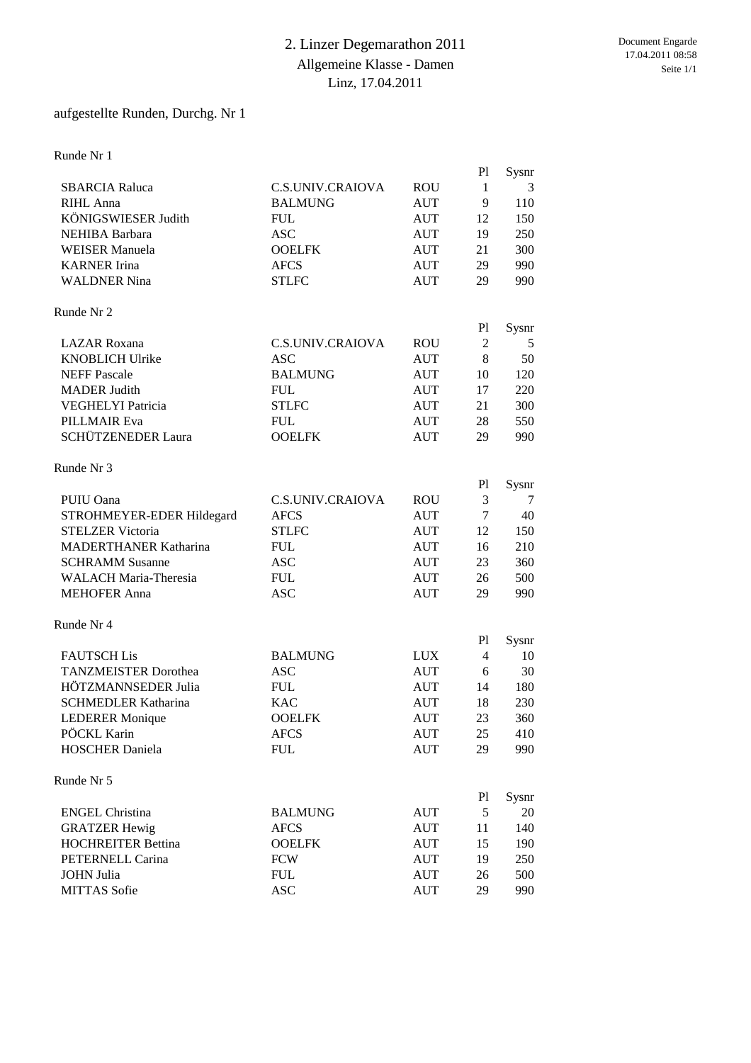# 2. Linzer Degemarathon 2011

## Allgemeine Klasse - Damen

Linz, 17.04.2011

aufgestellte Runden, Durchg. Nr 1

### Runde Nr 1

| | | | Pl | Sysnr |
|---|---|---|---|---|
| SBARCIA Raluca | C.S.UNIV.CRAIOVA | ROU | 1 | 3 |
| RIHL Anna | BALMUNG | AUT | 9 | 110 |
| KÖNIGSWIESER Judith | FUL | AUT | 12 | 150 |
| NEHIBA Barbara | ASC | AUT | 19 | 250 |
| WEISER Manuela | OOELFK | AUT | 21 | 300 |
| KARNER Irina | AFCS | AUT | 29 | 990 |
| WALDNER Nina | STLFC | AUT | 29 | 990 |

### Runde Nr 2

| | | | Pl | Sysnr |
|---|---|---|---|---|
| LAZAR Roxana | C.S.UNIV.CRAIOVA | ROU | 2 | 5 |
| KNOBLICH Ulrike | ASC | AUT | 8 | 50 |
| NEFF Pascale | BALMUNG | AUT | 10 | 120 |
| MADER Judith | FUL | AUT | 17 | 220 |
| VEGHELYI Patricia | STLFC | AUT | 21 | 300 |
| PILLMAIR Eva | FUL | AUT | 28 | 550 |
| SCHÜTZENEDER Laura | OOELFK | AUT | 29 | 990 |

### Runde Nr 3

| | | | Pl | Sysnr |
|---|---|---|---|---|
| PUIU Oana | C.S.UNIV.CRAIOVA | ROU | 3 | 7 |
| STROHMEYER-EDER Hildegard | AFCS | AUT | 7 | 40 |
| STELZER Victoria | STLFC | AUT | 12 | 150 |
| MADERTHANER Katharina | FUL | AUT | 16 | 210 |
| SCHRAMM Susanne | ASC | AUT | 23 | 360 |
| WALACH Maria-Theresia | FUL | AUT | 26 | 500 |
| MEHOFER Anna | ASC | AUT | 29 | 990 |

### Runde Nr 4

| | | | Pl | Sysnr |
|---|---|---|---|---|
| FAUTSCH Lis | BALMUNG | LUX | 4 | 10 |
| TANZMEISTER Dorothea | ASC | AUT | 6 | 30 |
| HÖTZMANNSEDER Julia | FUL | AUT | 14 | 180 |
| SCHMEDLER Katharina | KAC | AUT | 18 | 230 |
| LEDERER Monique | OOELFK | AUT | 23 | 360 |
| PÖCKL Karin | AFCS | AUT | 25 | 410 |
| HOSCHER Daniela | FUL | AUT | 29 | 990 |

### Runde Nr 5

| | | | Pl | Sysnr |
|---|---|---|---|---|
| ENGEL Christina | BALMUNG | AUT | 5 | 20 |
| GRATZER Hewig | AFCS | AUT | 11 | 140 |
| HOCHREITER Bettina | OOELFK | AUT | 15 | 190 |
| PETERNELL Carina | FCW | AUT | 19 | 250 |
| JOHN Julia | FUL | AUT | 26 | 500 |
| MITTAS Sofie | ASC | AUT | 29 | 990 |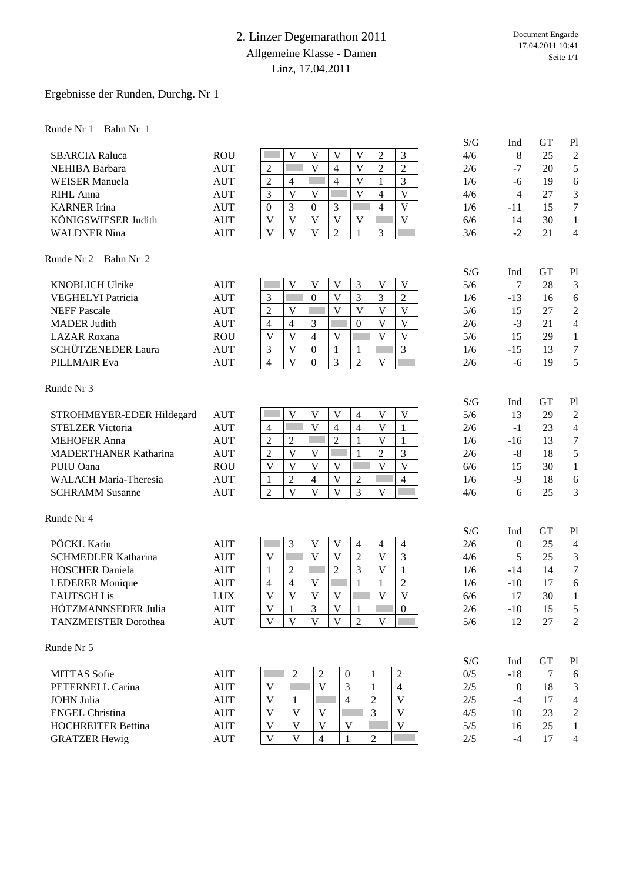# 2. Linzer Degemarathon 2011

## Allgemeine Klasse - Damen

Linz, 17.04.2011

Ergebnisse der Runden, Durchg. Nr 1

### Runde Nr 1 Bahn Nr 1

| Name | Nat | 1 | 2 | 3 | 4 | 5 | 6 | 7 | S/G | Ind | GT | Pl |
|---|---|---|---|---|---|---|---|---|---|---|---|---|
| SBARCIA Raluca | ROU | | V | V | V | V | 2 | 3 | 4/6 | 8 | 25 | 2 |
| NEHIBA Barbara | AUT | 2 | | V | 4 | V | 2 | 2 | 2/6 | -7 | 20 | 5 |
| WEISER Manuela | AUT | 2 | 4 | | 4 | V | 1 | 3 | 1/6 | -6 | 19 | 6 |
| RIHL Anna | AUT | 3 | V | V | | V | 4 | V | 4/6 | 4 | 27 | 3 |
| KARNER Irina | AUT | 0 | 3 | 0 | 3 | | 4 | V | 1/6 | -11 | 15 | 7 |
| KÖNIGSWIESER Judith | AUT | V | V | V | V | V | | V | 6/6 | 14 | 30 | 1 |
| WALDNER Nina | AUT | V | V | V | 2 | 1 | 3 | | 3/6 | -2 | 21 | 4 |

### Runde Nr 2 Bahn Nr 2

| Name | Nat | 1 | 2 | 3 | 4 | 5 | 6 | 7 | S/G | Ind | GT | Pl |
|---|---|---|---|---|---|---|---|---|---|---|---|---|
| KNOBLICH Ulrike | AUT | | V | V | V | 3 | V | V | 5/6 | 7 | 28 | 3 |
| VEGHELYI Patricia | AUT | 3 | | 0 | V | 3 | 3 | 2 | 1/6 | -13 | 16 | 6 |
| NEFF Pascale | AUT | 2 | V | | V | V | V | V | 5/6 | 15 | 27 | 2 |
| MADER Judith | AUT | 4 | 4 | 3 | | 0 | V | V | 2/6 | -3 | 21 | 4 |
| LAZAR Roxana | ROU | V | V | 4 | V | | V | V | 5/6 | 15 | 29 | 1 |
| SCHÜTZENEDER Laura | AUT | 3 | V | 0 | 1 | 1 | | 3 | 1/6 | -15 | 13 | 7 |
| PILLMAIR Eva | AUT | 4 | V | 0 | 3 | 2 | V | | 2/6 | -6 | 19 | 5 |

### Runde Nr 3

| Name | Nat | 1 | 2 | 3 | 4 | 5 | 6 | 7 | S/G | Ind | GT | Pl |
|---|---|---|---|---|---|---|---|---|---|---|---|---|
| STROHMEYER-EDER Hildegard | AUT | | V | V | V | 4 | V | V | 5/6 | 13 | 29 | 2 |
| STELZER Victoria | AUT | 4 | | V | 4 | 4 | V | 1 | 2/6 | -1 | 23 | 4 |
| MEHOFER Anna | AUT | 2 | 2 | | 2 | 1 | V | 1 | 1/6 | -16 | 13 | 7 |
| MADERTHANER Katharina | AUT | 2 | V | V | | 1 | 2 | 3 | 2/6 | -8 | 18 | 5 |
| PUIU Oana | ROU | V | V | V | V | | V | V | 6/6 | 15 | 30 | 1 |
| WALACH Maria-Theresia | AUT | 1 | 2 | 4 | V | 2 | | 4 | 1/6 | -9 | 18 | 6 |
| SCHRAMM Susanne | AUT | 2 | V | V | V | 3 | V | | 4/6 | 6 | 25 | 3 |

### Runde Nr 4

| Name | Nat | 1 | 2 | 3 | 4 | 5 | 6 | 7 | S/G | Ind | GT | Pl |
|---|---|---|---|---|---|---|---|---|---|---|---|---|
| PÖCKL Karin | AUT | | 3 | V | V | 4 | 4 | 4 | 2/6 | 0 | 25 | 4 |
| SCHMEDLER Katharina | AUT | V | | V | V | 2 | V | 3 | 4/6 | 5 | 25 | 3 |
| HOSCHER Daniela | AUT | 1 | 2 | | 2 | 3 | V | 1 | 1/6 | -14 | 14 | 7 |
| LEDERER Monique | AUT | 4 | 4 | V | | 1 | 1 | 2 | 1/6 | -10 | 17 | 6 |
| FAUTSCH Lis | LUX | V | V | V | V | | V | V | 6/6 | 17 | 30 | 1 |
| HÖTZMANNSEDER Julia | AUT | V | 1 | 3 | V | 1 | | 0 | 2/6 | -10 | 15 | 5 |
| TANZMEISTER Dorothea | AUT | V | V | V | V | 2 | V | | 5/6 | 12 | 27 | 2 |

### Runde Nr 5

| Name | Nat | 1 | 2 | 3 | 4 | 5 | 6 | S/G | Ind | GT | Pl |
|---|---|---|---|---|---|---|---|---|---|---|---|
| MITTAS Sofie | AUT | | 2 | 2 | 0 | 1 | 2 | 0/5 | -18 | 7 | 6 |
| PETERNELL Carina | AUT | V | | V | 3 | 1 | 4 | 2/5 | 0 | 18 | 3 |
| JOHN Julia | AUT | V | 1 | | 4 | 2 | V | 2/5 | -4 | 17 | 4 |
| ENGEL Christina | AUT | V | V | V | | 3 | V | 4/5 | 10 | 23 | 2 |
| HOCHREITER Bettina | AUT | V | V | V | V | | V | 5/5 | 16 | 25 | 1 |
| GRATZER Hewig | AUT | V | V | 4 | 1 | 2 | | 2/5 | -4 | 17 | 4 |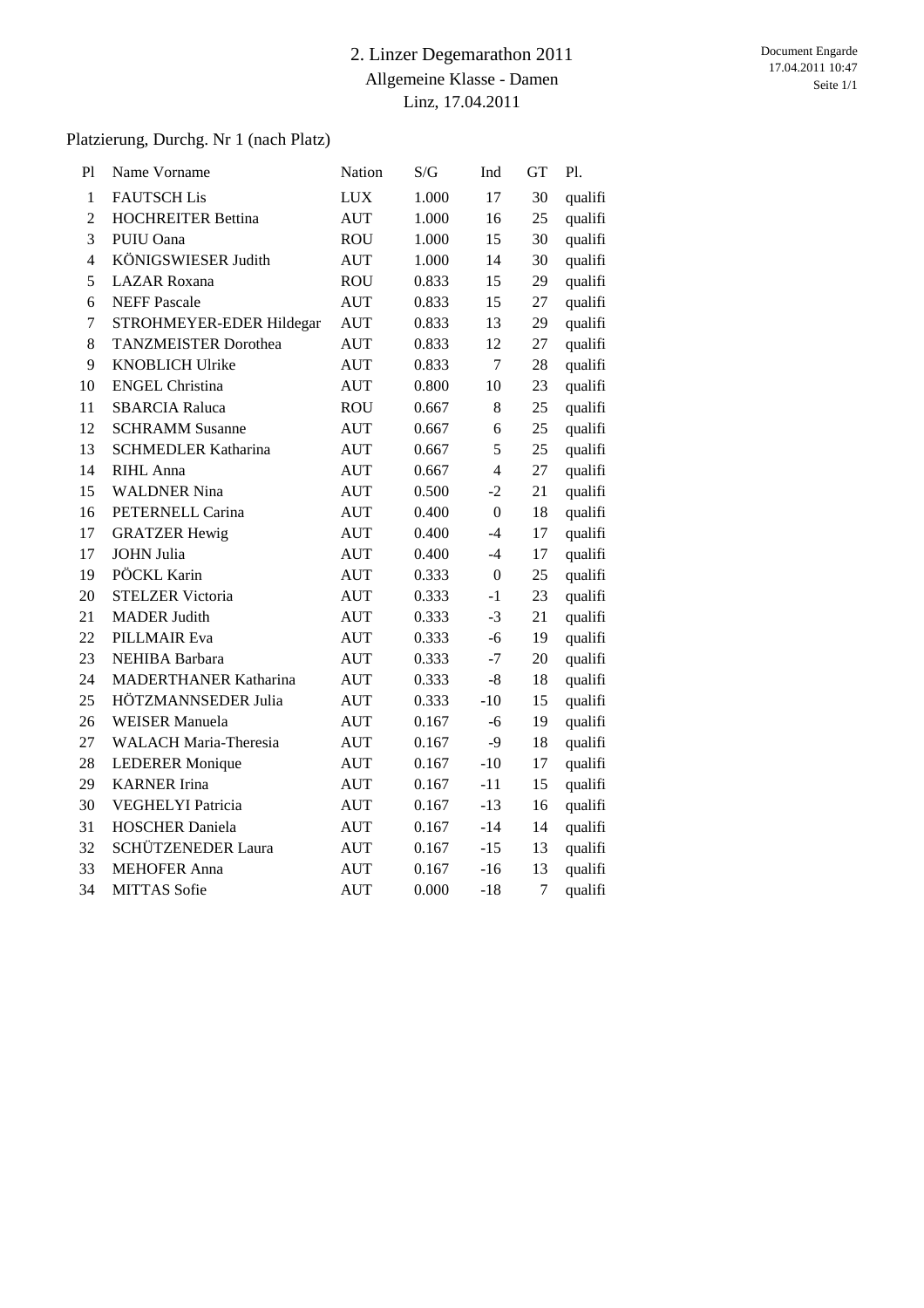# 2. Linzer Degemarathon 2011

Allgemeine Klasse - Damen

Linz, 17.04.2011

Document Engarde
17.04.2011 10:47

Platzierung, Durchg. Nr 1 (nach Platz)

| Pl | Name Vorname | Nation | S/G | Ind | GT | Pl. |
|---|---|---|---|---|---|---|
| 1 | FAUTSCH Lis | LUX | 1.000 | 17 | 30 | qualifi |
| 2 | HOCHREITER Bettina | AUT | 1.000 | 16 | 25 | qualifi |
| 3 | PUIU Oana | ROU | 1.000 | 15 | 30 | qualifi |
| 4 | KÖNIGSWIESER Judith | AUT | 1.000 | 14 | 30 | qualifi |
| 5 | LAZAR Roxana | ROU | 0.833 | 15 | 29 | qualifi |
| 6 | NEFF Pascale | AUT | 0.833 | 15 | 27 | qualifi |
| 7 | STROHMEYER-EDER Hildegar | AUT | 0.833 | 13 | 29 | qualifi |
| 8 | TANZMEISTER Dorothea | AUT | 0.833 | 12 | 27 | qualifi |
| 9 | KNOBLICH Ulrike | AUT | 0.833 | 7 | 28 | qualifi |
| 10 | ENGEL Christina | AUT | 0.800 | 10 | 23 | qualifi |
| 11 | SBARCIA Raluca | ROU | 0.667 | 8 | 25 | qualifi |
| 12 | SCHRAMM Susanne | AUT | 0.667 | 6 | 25 | qualifi |
| 13 | SCHMEDLER Katharina | AUT | 0.667 | 5 | 25 | qualifi |
| 14 | RIHL Anna | AUT | 0.667 | 4 | 27 | qualifi |
| 15 | WALDNER Nina | AUT | 0.500 | -2 | 21 | qualifi |
| 16 | PETERNELL Carina | AUT | 0.400 | 0 | 18 | qualifi |
| 17 | GRATZER Hewig | AUT | 0.400 | -4 | 17 | qualifi |
| 17 | JOHN Julia | AUT | 0.400 | -4 | 17 | qualifi |
| 19 | PÖCKL Karin | AUT | 0.333 | 0 | 25 | qualifi |
| 20 | STELZER Victoria | AUT | 0.333 | -1 | 23 | qualifi |
| 21 | MADER Judith | AUT | 0.333 | -3 | 21 | qualifi |
| 22 | PILLMAIR Eva | AUT | 0.333 | -6 | 19 | qualifi |
| 23 | NEHIBA Barbara | AUT | 0.333 | -7 | 20 | qualifi |
| 24 | MADERTHANER Katharina | AUT | 0.333 | -8 | 18 | qualifi |
| 25 | HÖTZMANNSEDER Julia | AUT | 0.333 | -10 | 15 | qualifi |
| 26 | WEISER Manuela | AUT | 0.167 | -6 | 19 | qualifi |
| 27 | WALACH Maria-Theresia | AUT | 0.167 | -9 | 18 | qualifi |
| 28 | LEDERER Monique | AUT | 0.167 | -10 | 17 | qualifi |
| 29 | KARNER Irina | AUT | 0.167 | -11 | 15 | qualifi |
| 30 | VEGHELYI Patricia | AUT | 0.167 | -13 | 16 | qualifi |
| 31 | HOSCHER Daniela | AUT | 0.167 | -14 | 14 | qualifi |
| 32 | SCHÜTZENEDER Laura | AUT | 0.167 | -15 | 13 | qualifi |
| 33 | MEHOFER Anna | AUT | 0.167 | -16 | 13 | qualifi |
| 34 | MITTAS Sofie | AUT | 0.000 | -18 | 7 | qualifi |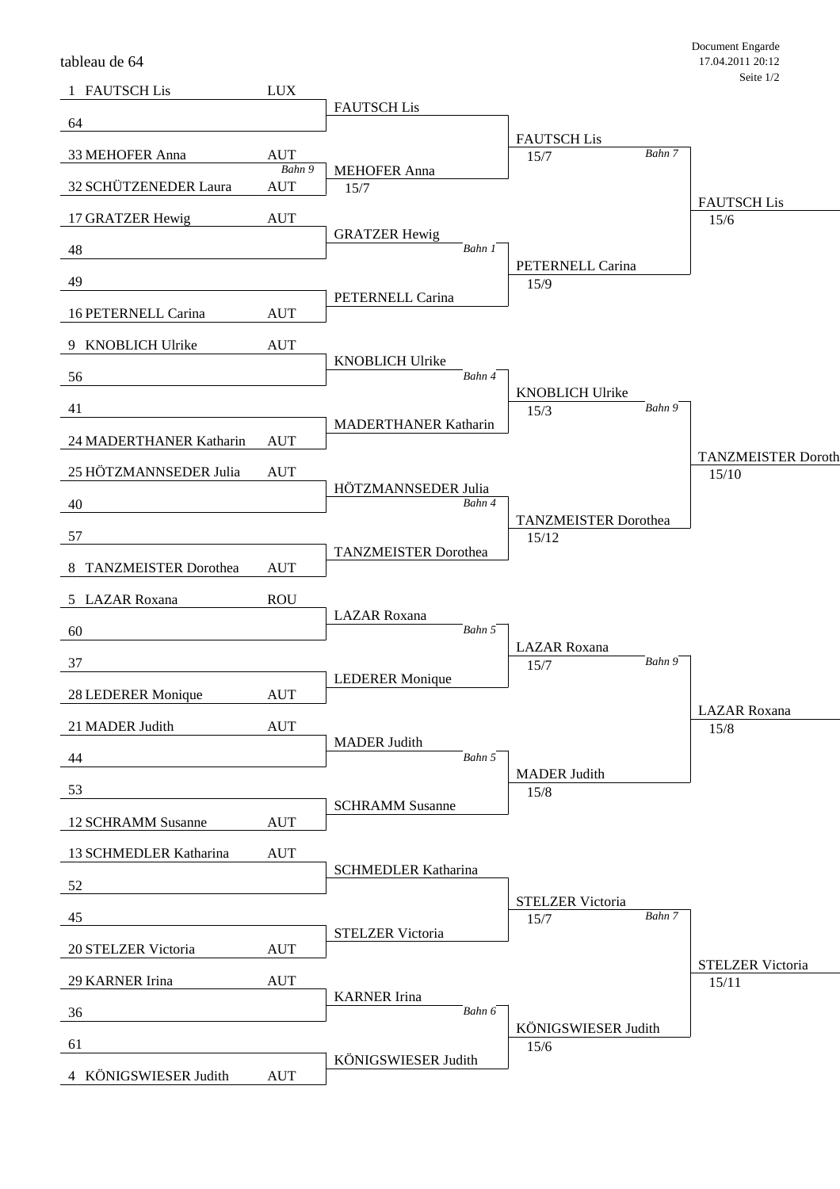tableau de 64

| Tableau de 64 | | Tableau de 32 | Tableau de 16 | Tableau de 8 |
|---|---|---|---|---|
| 1 FAUTSCH Lis | LUX | FAUTSCH Lis | FAUTSCH Lis 15/7 *Bahn 7* | FAUTSCH Lis 15/6 |
| 64 | | | | |
| 33 MEHOFER Anna | AUT | MEHOFER Anna 15/7 *Bahn 9* | | |
| 32 SCHÜTZENEDER Laura | AUT | | | |
| 17 GRATZER Hewig | AUT | GRATZER Hewig *Bahn 1* | PETERNELL Carina 15/9 | |
| 48 | | | | |
| 49 | | PETERNELL Carina | | |
| 16 PETERNELL Carina | AUT | | | |
| 9 KNOBLICH Ulrike | AUT | KNOBLICH Ulrike *Bahn 4* | KNOBLICH Ulrike 15/3 *Bahn 9* | TANZMEISTER Doroth 15/10 |
| 56 | | | | |
| 41 | | MADERTHANER Katharin | | |
| 24 MADERTHANER Katharin | AUT | | | |
| 25 HÖTZMANNSEDER Julia | AUT | HÖTZMANNSEDER Julia *Bahn 4* | TANZMEISTER Dorothea 15/12 | |
| 40 | | | | |
| 57 | | TANZMEISTER Dorothea | | |
| 8 TANZMEISTER Dorothea | AUT | | | |
| 5 LAZAR Roxana | ROU | LAZAR Roxana *Bahn 5* | LAZAR Roxana 15/7 *Bahn 9* | LAZAR Roxana 15/8 |
| 60 | | | | |
| 37 | | LEDERER Monique | | |
| 28 LEDERER Monique | AUT | | | |
| 21 MADER Judith | AUT | MADER Judith *Bahn 5* | MADER Judith 15/8 | |
| 44 | | | | |
| 53 | | SCHRAMM Susanne | | |
| 12 SCHRAMM Susanne | AUT | | | |
| 13 SCHMEDLER Katharina | AUT | SCHMEDLER Katharina | STELZER Victoria 15/7 *Bahn 7* | STELZER Victoria 15/11 |
| 52 | | | | |
| 45 | | STELZER Victoria | | |
| 20 STELZER Victoria | AUT | | | |
| 29 KARNER Irina | AUT | KARNER Irina *Bahn 6* | KÖNIGSWIESER Judith 15/6 | |
| 36 | | | | |
| 61 | | KÖNIGSWIESER Judith | | |
| 4 KÖNIGSWIESER Judith | AUT | | | |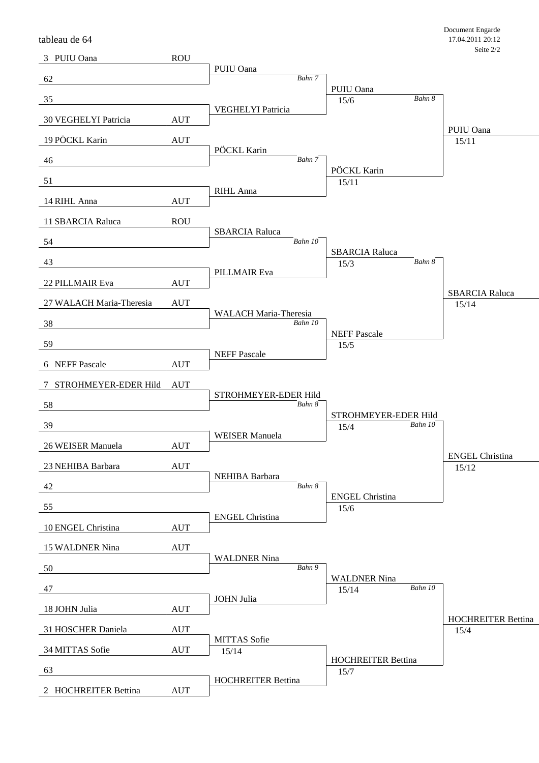tableau de 64

| Tableau de 64 | Nation | Tableau de 32 | Tableau de 16 | Tableau de 8 |
|---|---|---|---|---|
| 3 PUIU Oana | ROU | PUIU Oana (Bahn 7) | PUIU Oana 15/6 (Bahn 8) | PUIU Oana 15/11 |
| 62 | | | | |
| 35 | | VEGHELYI Patricia | | |
| 30 VEGHELYI Patricia | AUT | | | |
| 19 PÖCKL Karin | AUT | PÖCKL Karin (Bahn 7) | PÖCKL Karin 15/11 | |
| 46 | | | | |
| 51 | | RIHL Anna | | |
| 14 RIHL Anna | AUT | | | |
| 11 SBARCIA Raluca | ROU | SBARCIA Raluca (Bahn 10) | SBARCIA Raluca 15/3 (Bahn 8) | SBARCIA Raluca 15/14 |
| 54 | | | | |
| 43 | | PILLMAIR Eva | | |
| 22 PILLMAIR Eva | AUT | | | |
| 27 WALACH Maria-Theresia | AUT | WALACH Maria-Theresia (Bahn 10) | NEFF Pascale 15/5 | |
| 38 | | | | |
| 59 | | NEFF Pascale | | |
| 6 NEFF Pascale | AUT | | | |
| 7 STROHMEYER-EDER Hild | AUT | STROHMEYER-EDER Hild (Bahn 8) | STROHMEYER-EDER Hild 15/4 (Bahn 10) | ENGEL Christina 15/12 |
| 58 | | | | |
| 39 | | WEISER Manuela | | |
| 26 WEISER Manuela | AUT | | | |
| 23 NEHIBA Barbara | AUT | NEHIBA Barbara (Bahn 8) | ENGEL Christina 15/6 | |
| 42 | | | | |
| 55 | | ENGEL Christina | | |
| 10 ENGEL Christina | AUT | | | |
| 15 WALDNER Nina | AUT | WALDNER Nina (Bahn 9) | WALDNER Nina 15/14 (Bahn 10) | HOCHREITER Bettina 15/4 |
| 50 | | | | |
| 47 | | JOHN Julia | | |
| 18 JOHN Julia | AUT | | | |
| 31 HOSCHER Daniela | AUT | MITTAS Sofie 15/14 | HOCHREITER Bettina 15/7 | |
| 34 MITTAS Sofie | AUT | | | |
| 63 | | HOCHREITER Bettina | | |
| 2 HOCHREITER Bettina | AUT | | | |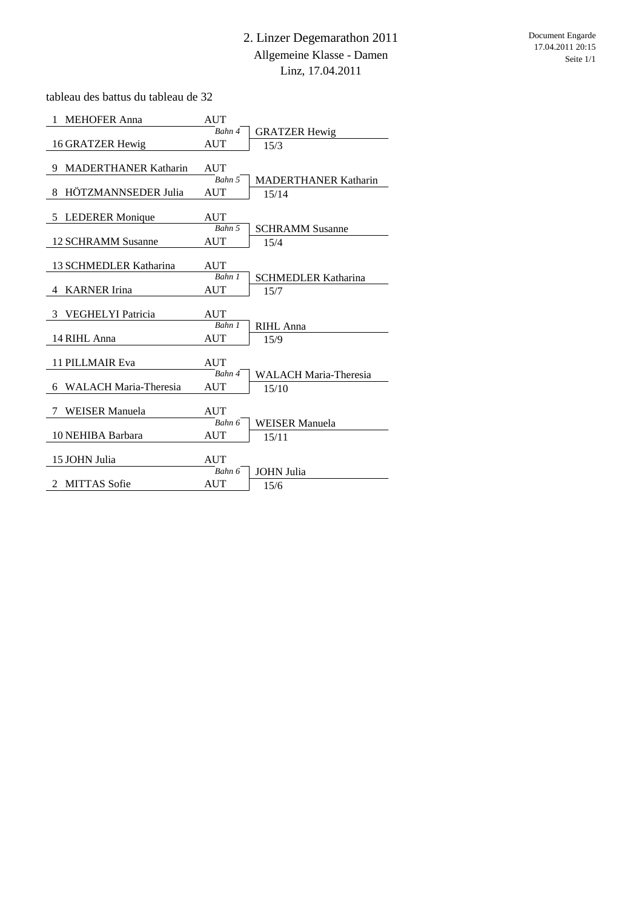# 2. Linzer Degemarathon 2011

## Allgemeine Klasse - Damen

Linz, 17.04.2011

Document Engarde
17.04.2011 20:15

tableau des battus du tableau de 32

| Seed | Name | Nation | Bahn | Winner | Score |
|---|---|---|---|---|---|
| 1 | MEHOFER Anna | AUT | Bahn 4 | GRATZER Hewig | 15/3 |
| 16 | GRATZER Hewig | AUT | | | |
| 9 | MADERTHANER Katharin | AUT | Bahn 5 | MADERTHANER Katharin | 15/14 |
| 8 | HÖTZMANNSEDER Julia | AUT | | | |
| 5 | LEDERER Monique | AUT | Bahn 5 | SCHRAMM Susanne | 15/4 |
| 12 | SCHRAMM Susanne | AUT | | | |
| 13 | SCHMEDLER Katharina | AUT | Bahn 1 | SCHMEDLER Katharina | 15/7 |
| 4 | KARNER Irina | AUT | | | |
| 3 | VEGHELYI Patricia | AUT | Bahn 1 | RIHL Anna | 15/9 |
| 14 | RIHL Anna | AUT | | | |
| 11 | PILLMAIR Eva | AUT | Bahn 4 | WALACH Maria-Theresia | 15/10 |
| 6 | WALACH Maria-Theresia | AUT | | | |
| 7 | WEISER Manuela | AUT | Bahn 6 | WEISER Manuela | 15/11 |
| 10 | NEHIBA Barbara | AUT | | | |
| 15 | JOHN Julia | AUT | Bahn 6 | JOHN Julia | 15/6 |
| 2 | MITTAS Sofie | AUT | | | |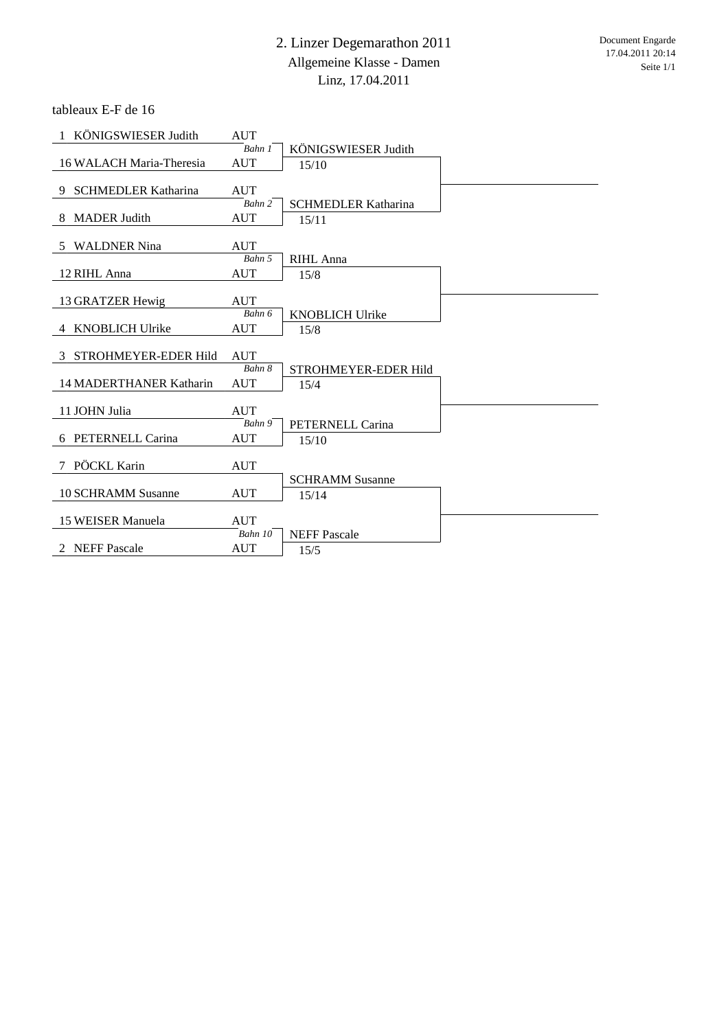# 2. Linzer Degemarathon 2011

## Allgemeine Klasse - Damen

Linz, 17.04.2011

Document Engarde
17.04.2011 20:14

tableaux E-F de 16

| Seed | Name | Nation | Bahn | Winner | Score |
|---|---|---|---|---|---|
| 1 | KÖNIGSWIESER Judith | AUT | Bahn 1 | KÖNIGSWIESER Judith | 15/10 |
| 16 | WALACH Maria-Theresia | AUT | | | |
| 9 | SCHMEDLER Katharina | AUT | Bahn 2 | SCHMEDLER Katharina | 15/11 |
| 8 | MADER Judith | AUT | | | |
| 5 | WALDNER Nina | AUT | Bahn 5 | RIHL Anna | 15/8 |
| 12 | RIHL Anna | AUT | | | |
| 13 | GRATZER Hewig | AUT | Bahn 6 | KNOBLICH Ulrike | 15/8 |
| 4 | KNOBLICH Ulrike | AUT | | | |
| 3 | STROHMEYER-EDER Hild | AUT | Bahn 8 | STROHMEYER-EDER Hild | 15/4 |
| 14 | MADERTHANER Katharin | AUT | | | |
| 11 | JOHN Julia | AUT | Bahn 9 | PETERNELL Carina | 15/10 |
| 6 | PETERNELL Carina | AUT | | | |
| 7 | PÖCKL Karin | AUT | | SCHRAMM Susanne | 15/14 |
| 10 | SCHRAMM Susanne | AUT | | | |
| 15 | WEISER Manuela | AUT | Bahn 10 | NEFF Pascale | 15/5 |
| 2 | NEFF Pascale | AUT | | | |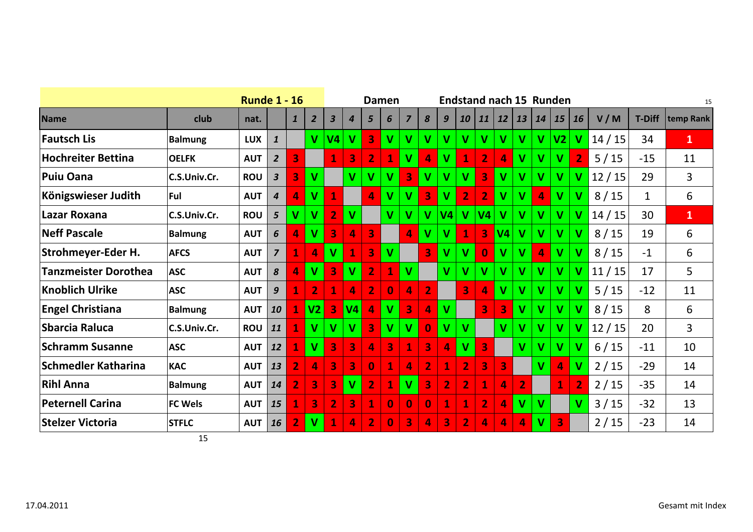| | | Runde 1 - 16 | | | | | | Damen | | | | Endstand nach 15 Runden | | | | | | | | | | 15 |
|---|---|---|---|---|---|---|---|---|---|---|---|---|---|---|---|---|---|---|---|---|---|---|
| **Name** | **club** | **nat.** | | **1** | **2** | **3** | **4** | **5** | **6** | **7** | **8** | **9** | **10** | **11** | **12** | **13** | **14** | **15** | **16** | **V / M** | **T-Diff** | **temp Rank** |
| **Fautsch Lis** | Balmung | LUX | 1 | | V | V4 | V | 3 | V | V | V | V | V | V | V | V | V | V2 | V | 14 / 15 | 34 | 1 |
| **Hochreiter Bettina** | OELFK | AUT | 2 | 3 | | 1 | 3 | 2 | 1 | V | 4 | V | 1 | 2 | 4 | V | V | V | 2 | 5 / 15 | -15 | 11 |
| **Puiu Oana** | C.S.Univ.Cr. | ROU | 3 | 3 | V | | V | V | V | 3 | V | V | V | 3 | V | V | V | V | V | 12 / 15 | 29 | 3 |
| **Königswieser Judith** | Ful | AUT | 4 | 4 | V | 1 | | 4 | V | V | 3 | V | 2 | 2 | V | V | 4 | V | V | 8 / 15 | 1 | 6 |
| **Lazar Roxana** | C.S.Univ.Cr. | ROU | 5 | V | V | 2 | V | | V | V | V | V4 | V | V4 | V | V | V | V | V | 14 / 15 | 30 | 1 |
| **Neff Pascale** | Balmung | AUT | 6 | 4 | V | 3 | 4 | 3 | | 4 | V | V | 1 | 3 | V4 | V | V | V | V | 8 / 15 | 19 | 6 |
| **Strohmeyer-Eder H.** | AFCS | AUT | 7 | 1 | 4 | V | 1 | 3 | V | | 3 | V | V | 0 | V | V | 4 | V | V | 8 / 15 | -1 | 6 |
| **Tanzmeister Dorothea** | ASC | AUT | 8 | 4 | V | 3 | V | 2 | 1 | V | | V | V | V | V | V | V | V | V | 11 / 15 | 17 | 5 |
| **Knoblich Ulrike** | ASC | AUT | 9 | 1 | 2 | 1 | 4 | 2 | 0 | 4 | 2 | | 3 | 4 | V | V | V | V | V | 5 / 15 | -12 | 11 |
| **Engel Christiana** | Balmung | AUT | 10 | 1 | V2 | 3 | V4 | 4 | V | 3 | 4 | V | | 3 | 3 | V | V | V | V | 8 / 15 | 8 | 6 |
| **Sbarcia Raluca** | C.S.Univ.Cr. | ROU | 11 | 1 | V | V | V | 3 | V | V | 0 | V | V | | V | V | V | V | V | 12 / 15 | 20 | 3 |
| **Schramm Susanne** | ASC | AUT | 12 | 1 | V | 3 | 3 | 4 | 3 | 1 | 3 | 4 | V | 3 | | V | V | V | V | 6 / 15 | -11 | 10 |
| **Schmedler Katharina** | KAC | AUT | 13 | 2 | 4 | 3 | 3 | 0 | 1 | 4 | 2 | 1 | 2 | 3 | 3 | | V | 4 | V | 2 / 15 | -29 | 14 |
| **Rihl Anna** | Balmung | AUT | 14 | 2 | 3 | 3 | V | 2 | 1 | V | 3 | 2 | 2 | 1 | 4 | 2 | | 1 | 2 | 2 / 15 | -35 | 14 |
| **Peternell Carina** | FC Wels | AUT | 15 | 1 | 3 | 2 | 3 | 1 | 0 | 0 | 0 | 1 | 1 | 2 | 4 | V | V | | V | 3 / 15 | -32 | 13 |
| **Stelzer Victoria** | STFLC | AUT | 16 | 2 | V | 1 | 4 | 2 | 0 | 3 | 4 | 3 | 2 | 4 | 4 | 4 | V | 3 | | 2 / 15 | -23 | 14 |

15

17.04.2011 Gesamt mit Index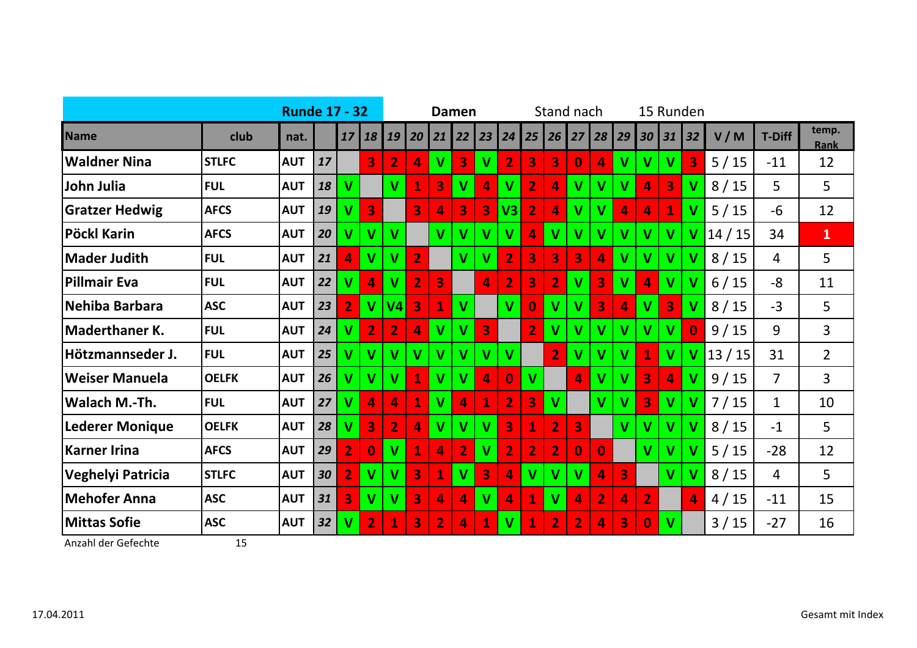| Runde 17 - 32 | | | | | | | | Damen | | | | Stand nach | | | 15 Runden | | | | | | |
|---|---|---|---|---|---|---|---|---|---|---|---|---|---|---|---|---|---|---|---|---|---|
| **Name** | **club** | **nat.** | | **17** | **18** | **19** | **20** | **21** | **22** | **23** | **24** | **25** | **26** | **27** | **28** | **29** | **30** | **31** | **32** | **V / M** | **T-Diff** | **temp. Rank** |
| **Waldner Nina** | **STLFC** | **AUT** | *17* | | 3 | 2 | 4 | V | 3 | V | 2 | 3 | 3 | 0 | 4 | V | V | V | 3 | 5 / 15 | -11 | 12 |
| **John Julia** | **FUL** | **AUT** | *18* | V | | V | 1 | 3 | V | 4 | V | 2 | 4 | V | V | V | 4 | 3 | V | 8 / 15 | 5 | 5 |
| **Gratzer Hedwig** | **AFCS** | **AUT** | *19* | V | 3 | | 3 | 4 | 3 | 3 | V3 | 2 | 4 | V | V | 4 | 4 | 1 | V | 5 / 15 | -6 | 12 |
| **Pöckl Karin** | **AFCS** | **AUT** | *20* | V | V | V | | V | V | V | V | 4 | V | V | V | V | V | V | V | 14 / 15 | 34 | 1 |
| **Mader Judith** | **FUL** | **AUT** | *21* | 4 | V | V | 2 | | V | V | 2 | 3 | 3 | 3 | 4 | V | V | V | V | 8 / 15 | 4 | 5 |
| **Pillmair Eva** | **FUL** | **AUT** | *22* | V | 4 | V | 2 | 3 | | 4 | 2 | 3 | 2 | V | 3 | V | 4 | V | V | 6 / 15 | -8 | 11 |
| **Nehiba Barbara** | **ASC** | **AUT** | *23* | 2 | V | V4 | 3 | 1 | V | | V | 0 | V | V | 3 | 4 | V | 3 | V | 8 / 15 | -3 | 5 |
| **Maderthaner K.** | **FUL** | **AUT** | *24* | V | 2 | 2 | 4 | V | V | 3 | | 2 | V | V | V | V | V | V | 0 | 9 / 15 | 9 | 3 |
| **Hötzmannseder J.** | **FUL** | **AUT** | *25* | V | V | V | V | V | V | V | V | | 2 | V | V | V | 1 | V | V | 13 / 15 | 31 | 2 |
| **Weiser Manuela** | **OELFK** | **AUT** | *26* | V | V | V | 1 | V | V | 4 | 0 | V | | 4 | V | V | 3 | 4 | V | 9 / 15 | 7 | 3 |
| **Walach M.-Th.** | **FUL** | **AUT** | *27* | V | 4 | 4 | 1 | V | 4 | 1 | 2 | 3 | V | | V | V | 3 | V | V | 7 / 15 | 1 | 10 |
| **Lederer Monique** | **OELFK** | **AUT** | *28* | V | 3 | 2 | 4 | V | V | V | 3 | 1 | 2 | 3 | | V | V | V | V | 8 / 15 | -1 | 5 |
| **Karner Irina** | **AFCS** | **AUT** | *29* | 2 | 0 | V | 1 | 4 | 2 | V | 2 | 2 | 2 | 0 | 0 | | V | V | V | 5 / 15 | -28 | 12 |
| **Veghelyi Patricia** | **STLFC** | **AUT** | *30* | 2 | V | V | 3 | 1 | V | 3 | 4 | V | V | V | 4 | 3 | | V | V | 8 / 15 | 4 | 5 |
| **Mehofer Anna** | **ASC** | **AUT** | *31* | 3 | V | V | 3 | 4 | 4 | V | 4 | 1 | V | 4 | 2 | 4 | 2 | | 4 | 4 / 15 | -11 | 15 |
| **Mittas Sofie** | **ASC** | **AUT** | *32* | V | 2 | 1 | 3 | 2 | 4 | 1 | V | 1 | 2 | 2 | 4 | 3 | 0 | V | | 3 / 15 | -27 | 16 |

Anzahl der Gefechte 15

17.04.2011

Gesamt mit Index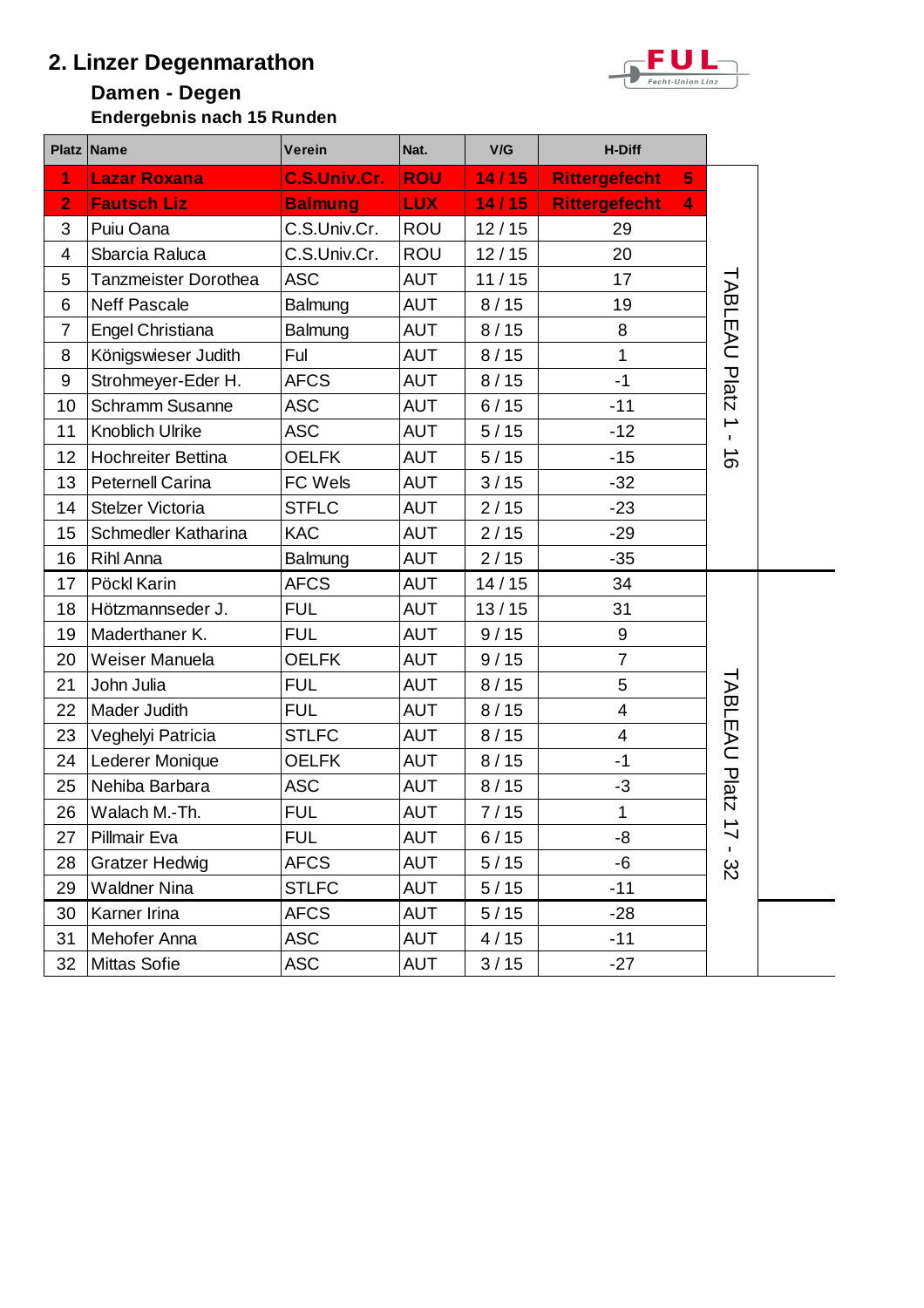# 2. Linzer Degenmarathon

## Damen - Degen

### Endergebnis nach 15 Runden

| Platz | Name | Verein | Nat. | V/G | H-Diff | |
|---|---|---|---|---|---|---|
| 1 | Lazar Roxana | C.S.Univ.Cr. | ROU | 14 / 15 | Rittergefecht 5 | TABLEAU Platz 1 - 16 |
| 2 | Fautsch Liz | Balmung | LUX | 14 / 15 | Rittergefecht 4 | |
| 3 | Puiu Oana | C.S.Univ.Cr. | ROU | 12 / 15 | 29 | |
| 4 | Sbarcia Raluca | C.S.Univ.Cr. | ROU | 12 / 15 | 20 | |
| 5 | Tanzmeister Dorothea | ASC | AUT | 11 / 15 | 17 | |
| 6 | Neff Pascale | Balmung | AUT | 8 / 15 | 19 | |
| 7 | Engel Christiana | Balmung | AUT | 8 / 15 | 8 | |
| 8 | Königswieser Judith | Ful | AUT | 8 / 15 | 1 | |
| 9 | Strohmeyer-Eder H. | AFCS | AUT | 8 / 15 | -1 | |
| 10 | Schramm Susanne | ASC | AUT | 6 / 15 | -11 | |
| 11 | Knoblich Ulrike | ASC | AUT | 5 / 15 | -12 | |
| 12 | Hochreiter Bettina | OELFK | AUT | 5 / 15 | -15 | |
| 13 | Peternell Carina | FC Wels | AUT | 3 / 15 | -32 | |
| 14 | Stelzer Victoria | STFLC | AUT | 2 / 15 | -23 | |
| 15 | Schmedler Katharina | KAC | AUT | 2 / 15 | -29 | |
| 16 | Rihl Anna | Balmung | AUT | 2 / 15 | -35 | |
| 17 | Pöckl Karin | AFCS | AUT | 14 / 15 | 34 | TABLEAU Platz 17 - 32 |
| 18 | Hötzmannseder J. | FUL | AUT | 13 / 15 | 31 | |
| 19 | Maderthaner K. | FUL | AUT | 9 / 15 | 9 | |
| 20 | Weiser Manuela | OELFK | AUT | 9 / 15 | 7 | |
| 21 | John Julia | FUL | AUT | 8 / 15 | 5 | |
| 22 | Mader Judith | FUL | AUT | 8 / 15 | 4 | |
| 23 | Veghelyi Patricia | STLFC | AUT | 8 / 15 | 4 | |
| 24 | Lederer Monique | OELFK | AUT | 8 / 15 | -1 | |
| 25 | Nehiba Barbara | ASC | AUT | 8 / 15 | -3 | |
| 26 | Walach M.-Th. | FUL | AUT | 7 / 15 | 1 | |
| 27 | Pillmair Eva | FUL | AUT | 6 / 15 | -8 | |
| 28 | Gratzer Hedwig | AFCS | AUT | 5 / 15 | -6 | |
| 29 | Waldner Nina | STLFC | AUT | 5 / 15 | -11 | |
| 30 | Karner Irina | AFCS | AUT | 5 / 15 | -28 | |
| 31 | Mehofer Anna | ASC | AUT | 4 / 15 | -11 | |
| 32 | Mittas Sofie | ASC | AUT | 3 / 15 | -27 | |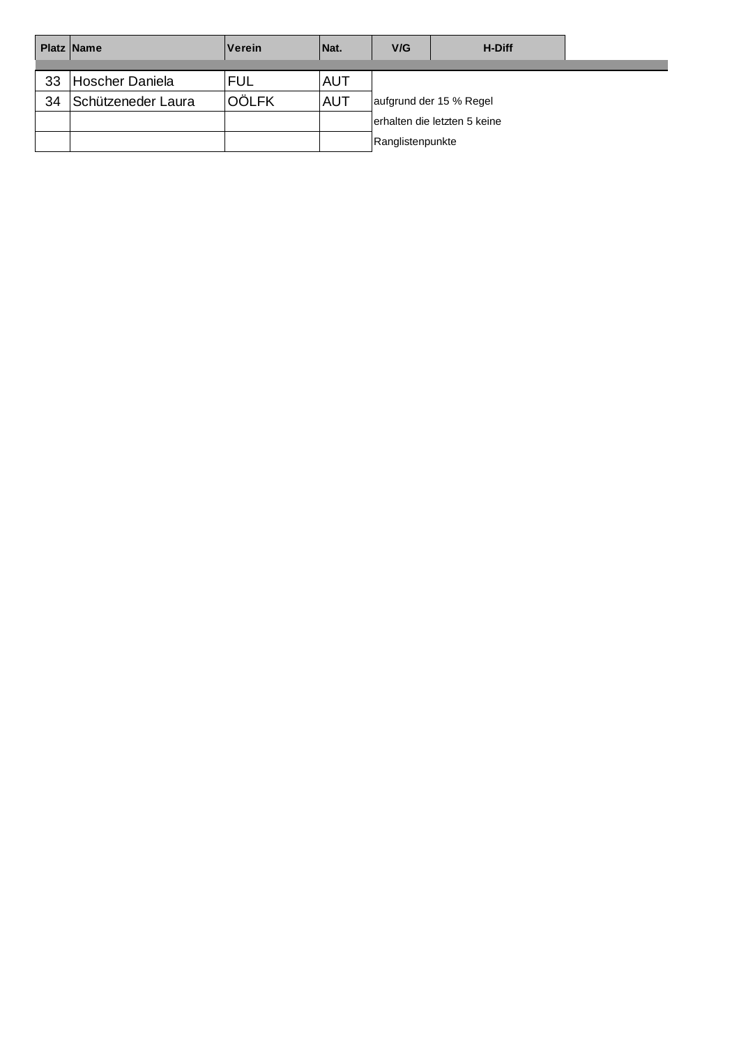| Platz | Name | Verein | Nat. | V/G | H-Diff |
|---|---|---|---|---|---|
| 33 | Hoscher Daniela | FUL | AUT | | |
| 34 | Schützeneder Laura | OÖLFK | AUT | | |
| | | | | | |
| | | | | | |

aufgrund der 15 % Regel
erhalten die letzten 5 keine
Ranglistenpunkte